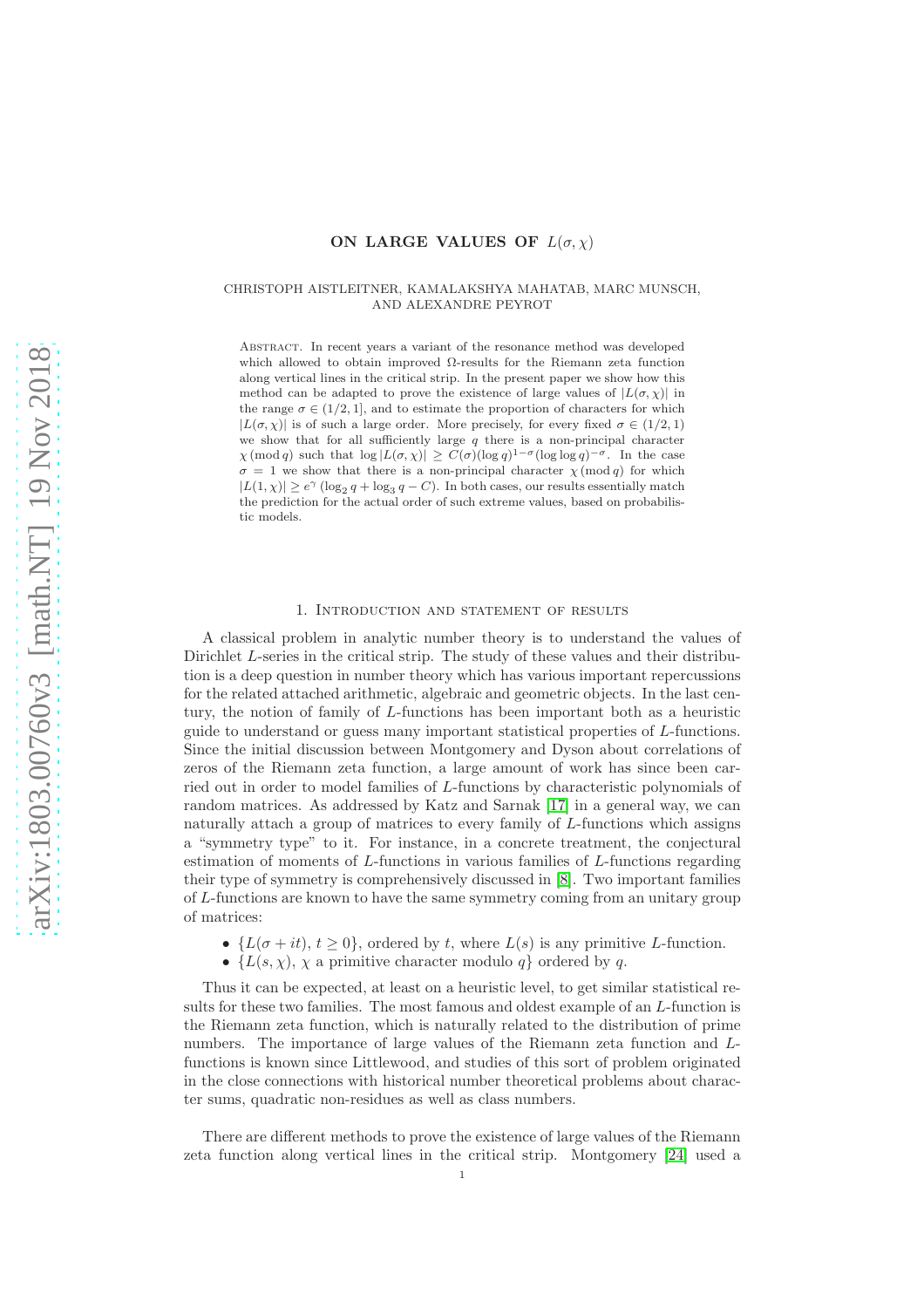# ON LARGE VALUES OF $L(\sigma, \chi)$

CHRISTOPH AISTLEITNER, KAMALAKSHYA MAHATAB, MARC MUNSCH, AND ALEXANDRE PEYROT

Abstract. In recent years a variant of the resonance method was developed which allowed to obtain improved $\Omega$-results for the Riemann zeta function along vertical lines in the critical strip. In the present paper we show how this method can be adapted to prove the existence of large values of $|L(\sigma, \chi)|$ in the range $\sigma \in (1/2, 1]$, and to estimate the proportion of characters for which $|L(\sigma, \chi)|$ is of such a large order. More precisely, for every fixed $\sigma \in (1/2, 1)$ we show that for all sufficiently large $q$ there is a non-principal character $\chi \,(\mathrm{mod}\, q)$ such that $\log |L(\sigma, \chi)| \geq C(\sigma)(\log q)^{1-\sigma}(\log \log q)^{-\sigma}$. In the case $\sigma = 1$ we show that there is a non-principal character $\chi \,(\mathrm{mod}\, q)$ for which $|L(1, \chi)| \geq e^{\gamma} (\log_2 q + \log_3 q - C)$. In both cases, our results essentially match the prediction for the actual order of such extreme values, based on probabilistic models.

## 1. Introduction and statement of results

A classical problem in analytic number theory is to understand the values of Dirichlet $L$-series in the critical strip. The study of these values and their distribution is a deep question in number theory which has various important repercussions for the related attached arithmetic, algebraic and geometric objects. In the last century, the notion of family of $L$-functions has been important both as a heuristic guide to understand or guess many important statistical properties of $L$-functions. Since the initial discussion between Montgomery and Dyson about correlations of zeros of the Riemann zeta function, a large amount of work has since been carried out in order to model families of $L$-functions by characteristic polynomials of random matrices. As addressed by Katz and Sarnak [17] in a general way, we can naturally attach a group of matrices to every family of $L$-functions which assigns a "symmetry type" to it. For instance, in a concrete treatment, the conjectural estimation of moments of $L$-functions in various families of $L$-functions regarding their type of symmetry is comprehensively discussed in [8]. Two important families of $L$-functions are known to have the same symmetry coming from an unitary group of matrices:

- $\{L(\sigma + it),\, t \geq 0\}$, ordered by $t$, where $L(s)$ is any primitive $L$-function.
- $\{L(s, \chi),\, \chi$ a primitive character modulo $q\}$ ordered by $q$.

Thus it can be expected, at least on a heuristic level, to get similar statistical results for these two families. The most famous and oldest example of an $L$-function is the Riemann zeta function, which is naturally related to the distribution of prime numbers. The importance of large values of the Riemann zeta function and $L$-functions is known since Littlewood, and studies of this sort of problem originated in the close connections with historical number theoretical problems about character sums, quadratic non-residues as well as class numbers.

There are different methods to prove the existence of large values of the Riemann zeta function along vertical lines in the critical strip. Montgomery [24] used a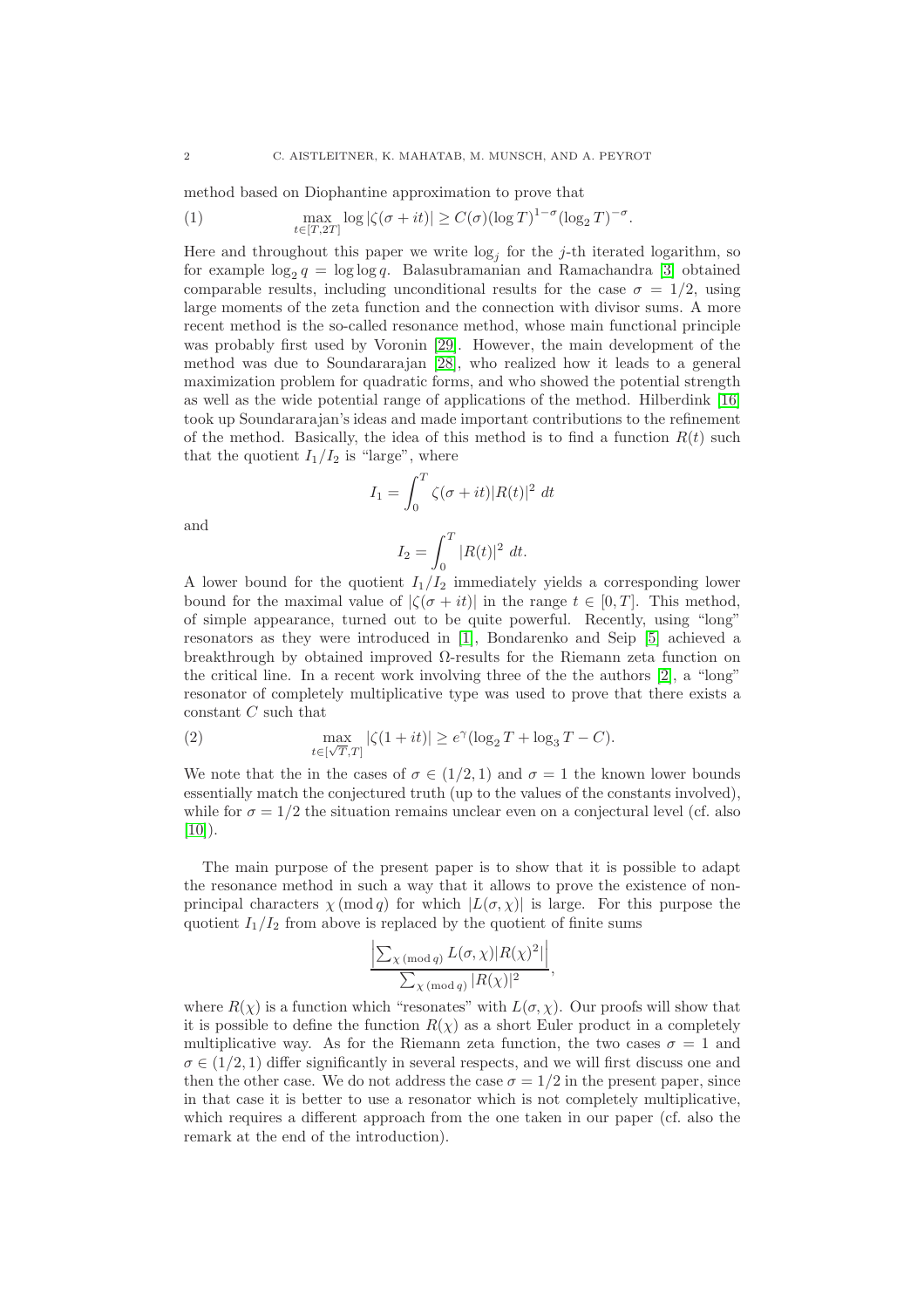method based on Diophantine approximation to prove that

$$\max_{t\in[T,2T]} \log|\zeta(\sigma+it)| \geq C(\sigma)(\log T)^{1-\sigma}(\log_2 T)^{-\sigma}. \tag{1}$$

Here and throughout this paper we write $\log_j$ for the $j$-th iterated logarithm, so for example $\log_2 q = \log\log q$. Balasubramanian and Ramachandra [3] obtained comparable results, including unconditional results for the case $\sigma = 1/2$, using large moments of the zeta function and the connection with divisor sums. A more recent method is the so-called resonance method, whose main functional principle was probably first used by Voronin [29]. However, the main development of the method was due to Soundararajan [28], who realized how it leads to a general maximization problem for quadratic forms, and who showed the potential strength as well as the wide potential range of applications of the method. Hilberdink [16] took up Soundararajan's ideas and made important contributions to the refinement of the method. Basically, the idea of this method is to find a function $R(t)$ such that the quotient $I_1/I_2$ is "large", where

$$I_1 = \int_0^T \zeta(\sigma+it)|R(t)|^2 \, dt$$

and

$$I_2 = \int_0^T |R(t)|^2 \, dt.$$

A lower bound for the quotient $I_1/I_2$ immediately yields a corresponding lower bound for the maximal value of $|\zeta(\sigma+it)|$ in the range $t\in[0,T]$. This method, of simple appearance, turned out to be quite powerful. Recently, using "long" resonators as they were introduced in [1], Bondarenko and Seip [5] achieved a breakthrough by obtained improved $\Omega$-results for the Riemann zeta function on the critical line. In a recent work involving three of the the authors [2], a "long" resonator of completely multiplicative type was used to prove that there exists a constant $C$ such that

$$\max_{t\in[\sqrt{T},T]} |\zeta(1+it)| \geq e^{\gamma}(\log_2 T + \log_3 T - C). \tag{2}$$

We note that the in the cases of $\sigma\in(1/2,1)$ and $\sigma=1$ the known lower bounds essentially match the conjectured truth (up to the values of the constants involved), while for $\sigma=1/2$ the situation remains unclear even on a conjectural level (cf. also [10]).

The main purpose of the present paper is to show that it is possible to adapt the resonance method in such a way that it allows to prove the existence of non-principal characters $\chi \,(\mathrm{mod}\, q)$ for which $|L(\sigma,\chi)|$ is large. For this purpose the quotient $I_1/I_2$ from above is replaced by the quotient of finite sums

$$\frac{\left|\sum_{\chi\,(\mathrm{mod}\,q)} L(\sigma,\chi)|R(\chi)^2|\right|}{\sum_{\chi\,(\mathrm{mod}\,q)} |R(\chi)|^2},$$

where $R(\chi)$ is a function which "resonates" with $L(\sigma,\chi)$. Our proofs will show that it is possible to define the function $R(\chi)$ as a short Euler product in a completely multiplicative way. As for the Riemann zeta function, the two cases $\sigma=1$ and $\sigma\in(1/2,1)$ differ significantly in several respects, and we will first discuss one and then the other case. We do not address the case $\sigma=1/2$ in the present paper, since in that case it is better to use a resonator which is not completely multiplicative, which requires a different approach from the one taken in our paper (cf. also the remark at the end of the introduction).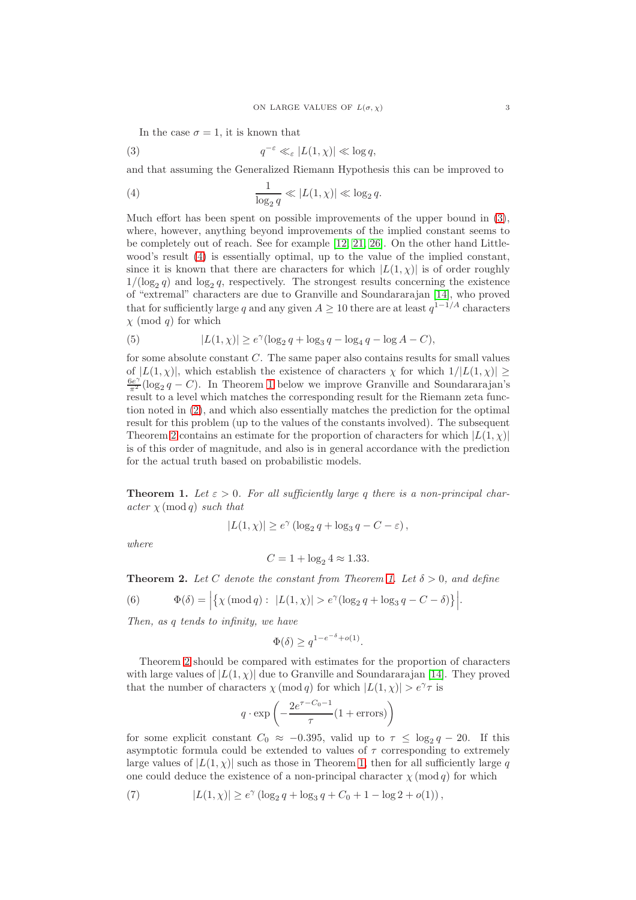In the case $\sigma = 1$, it is known that

$$q^{-\varepsilon} \ll_\varepsilon |L(1,\chi)| \ll \log q, \tag{3}$$

and that assuming the Generalized Riemann Hypothesis this can be improved to

$$\frac{1}{\log_2 q} \ll |L(1,\chi)| \ll \log_2 q. \tag{4}$$

Much effort has been spent on possible improvements of the upper bound in (3), where, however, anything beyond improvements of the implied constant seems to be completely out of reach. See for example [12, 21, 26]. On the other hand Littlewood's result (4) is essentially optimal, up to the value of the implied constant, since it is known that there are characters for which $|L(1,\chi)|$ is of order roughly $1/(\log_2 q)$ and $\log_2 q$, respectively. The strongest results concerning the existence of "extremal" characters are due to Granville and Soundararajan [14], who proved that for sufficiently large $q$ and any given $A \geq 10$ there are at least $q^{1-1/A}$ characters $\chi \pmod q$ for which

$$|L(1,\chi)| \geq e^\gamma(\log_2 q + \log_3 q - \log_4 q - \log A - C), \tag{5}$$

for some absolute constant $C$. The same paper also contains results for small values of $|L(1,\chi)|$, which establish the existence of characters $\chi$ for which $1/|L(1,\chi)| \geq \frac{6e^\gamma}{\pi^2}(\log_2 q - C)$. In Theorem 1 below we improve Granville and Soundararajan's result to a level which matches the corresponding result for the Riemann zeta function noted in (2), and which also essentially matches the prediction for the optimal result for this problem (up to the values of the constants involved). The subsequent Theorem 2 contains an estimate for the proportion of characters for which $|L(1,\chi)|$ is of this order of magnitude, and also is in general accordance with the prediction for the actual truth based on probabilistic models.

**Theorem 1.** *Let $\varepsilon > 0$. For all sufficiently large $q$ there is a non-principal character $\chi \pmod q$ such that*

$$|L(1,\chi)| \geq e^\gamma \left(\log_2 q + \log_3 q - C - \varepsilon\right),$$

*where*

$$C = 1 + \log_2 4 \approx 1.33.$$

**Theorem 2.** *Let $C$ denote the constant from Theorem 1. Let $\delta > 0$, and define*

$$\Phi(\delta) = \left|\left\{\chi \pmod q : \ |L(1,\chi)| > e^\gamma(\log_2 q + \log_3 q - C - \delta)\right\}\right|. \tag{6}$$

*Then, as $q$ tends to infinity, we have*

$$\Phi(\delta) \geq q^{1-e^{-\delta}+o(1)}.$$

Theorem 2 should be compared with estimates for the proportion of characters with large values of $|L(1,\chi)|$ due to Granville and Soundararajan [14]. They proved that the number of characters $\chi \pmod q$ for which $|L(1,\chi)| > e^\gamma \tau$ is

$$q \cdot \exp\left(-\frac{2e^{\tau - C_0 - 1}}{\tau}(1 + \text{errors})\right)$$

for some explicit constant $C_0 \approx -0.395$, valid up to $\tau \leq \log_2 q - 20$. If this asymptotic formula could be extended to values of $\tau$ corresponding to extremely large values of $|L(1,\chi)|$ such as those in Theorem 1, then for all sufficiently large $q$ one could deduce the existence of a non-principal character $\chi \pmod q$ for which

$$|L(1,\chi)| \geq e^\gamma \left(\log_2 q + \log_3 q + C_0 + 1 - \log 2 + o(1)\right), \tag{7}$$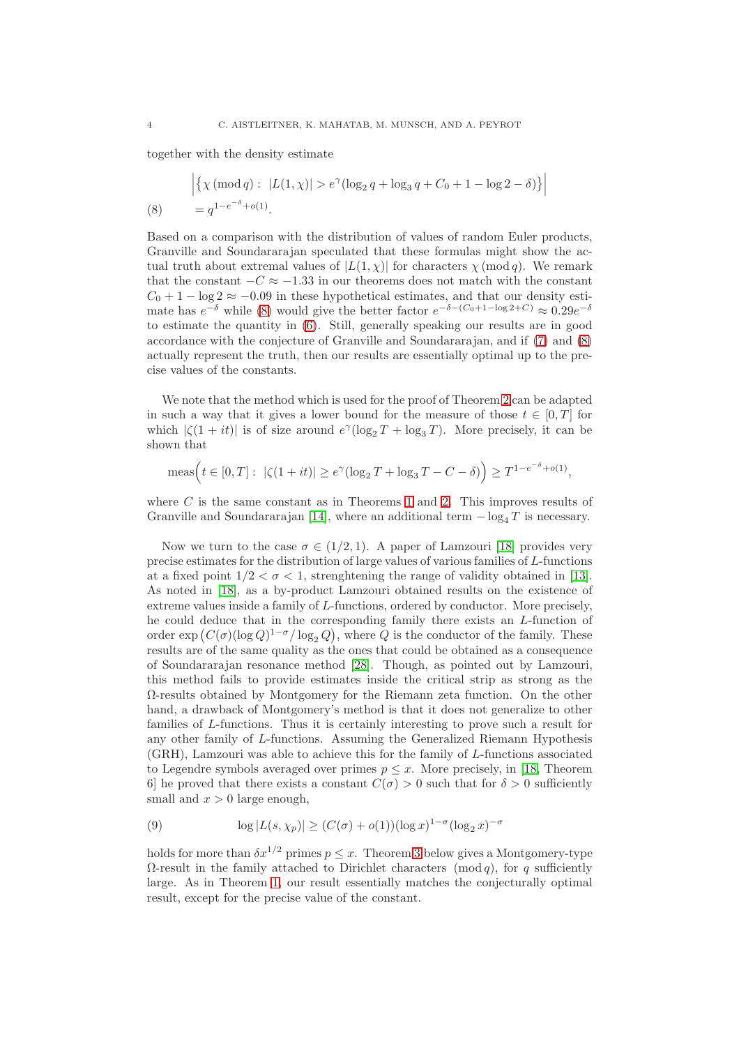together with the density estimate

$$
\begin{aligned}
&\left|\left\{\chi \ (\mathrm{mod}\, q): \ |L(1,\chi)| > e^{\gamma}(\log_2 q + \log_3 q + C_0 + 1 - \log 2 - \delta)\right\}\right| \\
&= q^{1-e^{-\delta}+o(1)}. \qquad (8)
\end{aligned}
$$

Based on a comparison with the distribution of values of random Euler products, Granville and Soundararajan speculated that these formulas might show the actual truth about extremal values of $|L(1,\chi)|$ for characters $\chi \ (\mathrm{mod}\, q)$. We remark that the constant $-C \approx -1.33$ in our theorems does not match with the constant $C_0 + 1 - \log 2 \approx -0.09$ in these hypothetical estimates, and that our density estimate has $e^{-\delta}$ while (8) would give the better factor $e^{-\delta-(C_0+1-\log 2+C)} \approx 0.29 e^{-\delta}$ to estimate the quantity in (6). Still, generally speaking our results are in good accordance with the conjecture of Granville and Soundararajan, and if (7) and (8) actually represent the truth, then our results are essentially optimal up to the precise values of the constants.

We note that the method which is used for the proof of Theorem 2 can be adapted in such a way that it gives a lower bound for the measure of those $t \in [0,T]$ for which $|\zeta(1+it)|$ is of size around $e^{\gamma}(\log_2 T + \log_3 T)$. More precisely, it can be shown that

$$
\mathrm{meas}\Big(t \in [0,T]: \ |\zeta(1+it)| \geq e^{\gamma}(\log_2 T + \log_3 T - C - \delta)\Big) \geq T^{1-e^{-\delta}+o(1)},
$$

where $C$ is the same constant as in Theorems 1 and 2. This improves results of Granville and Soundararajan [14], where an additional term $-\log_4 T$ is necessary.

Now we turn to the case $\sigma \in (1/2, 1)$. A paper of Lamzouri [18] provides very precise estimates for the distribution of large values of various families of $L$-functions at a fixed point $1/2 < \sigma < 1$, strenghtening the range of validity obtained in [13]. As noted in [18], as a by-product Lamzouri obtained results on the existence of extreme values inside a family of $L$-functions, ordered by conductor. More precisely, he could deduce that in the corresponding family there exists an $L$-function of order $\exp\big(C(\sigma)(\log Q)^{1-\sigma}/\log_2 Q\big)$, where $Q$ is the conductor of the family. These results are of the same quality as the ones that could be obtained as a consequence of Soundararajan resonance method [28]. Though, as pointed out by Lamzouri, this method fails to provide estimates inside the critical strip as strong as the $\Omega$-results obtained by Montgomery for the Riemann zeta function. On the other hand, a drawback of Montgomery's method is that it does not generalize to other families of $L$-functions. Thus it is certainly interesting to prove such a result for any other family of $L$-functions. Assuming the Generalized Riemann Hypothesis (GRH), Lamzouri was able to achieve this for the family of $L$-functions associated to Legendre symbols averaged over primes $p \leq x$. More precisely, in [18, Theorem 6] he proved that there exists a constant $C(\sigma) > 0$ such that for $\delta > 0$ sufficiently small and $x > 0$ large enough,

$$
\log |L(s,\chi_p)| \geq (C(\sigma) + o(1))(\log x)^{1-\sigma}(\log_2 x)^{-\sigma} \qquad (9)
$$

holds for more than $\delta x^{1/2}$ primes $p \leq x$. Theorem 3 below gives a Montgomery-type $\Omega$-result in the family attached to Dirichlet characters $(\mathrm{mod}\, q)$, for $q$ sufficiently large. As in Theorem 1, our result essentially matches the conjecturally optimal result, except for the precise value of the constant.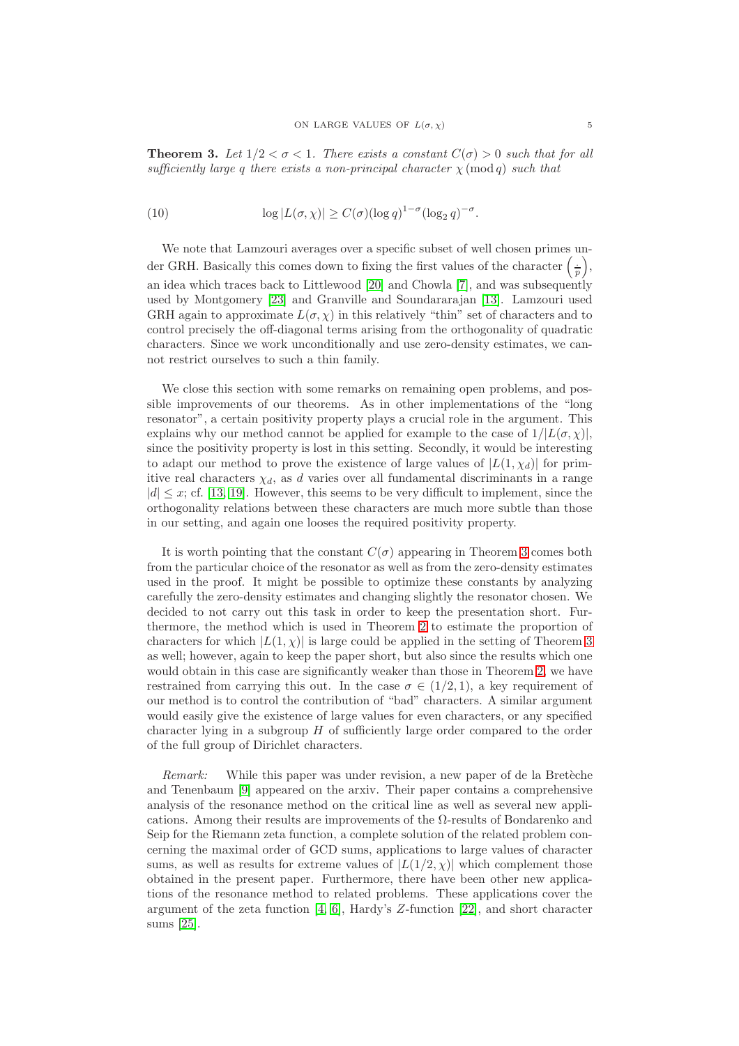**Theorem 3.** *Let $1/2 < \sigma < 1$. There exists a constant $C(\sigma) > 0$ such that for all sufficiently large $q$ there exists a non-principal character $\chi \,(\mathrm{mod}\, q)$ such that*

$$\log |L(\sigma, \chi)| \geq C(\sigma)(\log q)^{1-\sigma}(\log_2 q)^{-\sigma}. \tag{10}$$

We note that Lamzouri averages over a specific subset of well chosen primes under GRH. Basically this comes down to fixing the first values of the character $\left(\frac{\cdot}{p}\right)$, an idea which traces back to Littlewood [20] and Chowla [7], and was subsequently used by Montgomery [23] and Granville and Soundararajan [13]. Lamzouri used GRH again to approximate $L(\sigma, \chi)$ in this relatively "thin" set of characters and to control precisely the off-diagonal terms arising from the orthogonality of quadratic characters. Since we work unconditionally and use zero-density estimates, we cannot restrict ourselves to such a thin family.

We close this section with some remarks on remaining open problems, and possible improvements of our theorems. As in other implementations of the "long resonator", a certain positivity property plays a crucial role in the argument. This explains why our method cannot be applied for example to the case of $1/|L(\sigma, \chi)|$, since the positivity property is lost in this setting. Secondly, it would be interesting to adapt our method to prove the existence of large values of $|L(1, \chi_d)|$ for primitive real characters $\chi_d$, as $d$ varies over all fundamental discriminants in a range $|d| \leq x$; cf. [13, 19]. However, this seems to be very difficult to implement, since the orthogonality relations between these characters are much more subtle than those in our setting, and again one looses the required positivity property.

It is worth pointing that the constant $C(\sigma)$ appearing in Theorem 3 comes both from the particular choice of the resonator as well as from the zero-density estimates used in the proof. It might be possible to optimize these constants by analyzing carefully the zero-density estimates and changing slightly the resonator chosen. We decided to not carry out this task in order to keep the presentation short. Furthermore, the method which is used in Theorem 2 to estimate the proportion of characters for which $|L(1, \chi)|$ is large could be applied in the setting of Theorem 3 as well; however, again to keep the paper short, but also since the results which one would obtain in this case are significantly weaker than those in Theorem 2, we have restrained from carrying this out. In the case $\sigma \in (1/2, 1)$, a key requirement of our method is to control the contribution of "bad" characters. A similar argument would easily give the existence of large values for even characters, or any specified character lying in a subgroup $H$ of sufficiently large order compared to the order of the full group of Dirichlet characters.

*Remark:* While this paper was under revision, a new paper of de la Bretèche and Tenenbaum [9] appeared on the arxiv. Their paper contains a comprehensive analysis of the resonance method on the critical line as well as several new applications. Among their results are improvements of the $\Omega$-results of Bondarenko and Seip for the Riemann zeta function, a complete solution of the related problem concerning the maximal order of GCD sums, applications to large values of character sums, as well as results for extreme values of $|L(1/2, \chi)|$ which complement those obtained in the present paper. Furthermore, there have been other new applications of the resonance method to related problems. These applications cover the argument of the zeta function [4, 6], Hardy's $Z$-function [22], and short character sums [25].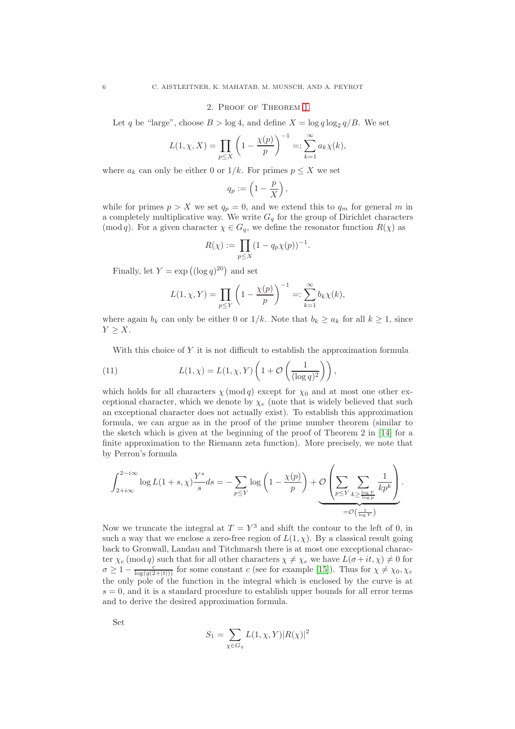## 2. Proof of Theorem 1

Let $q$ be "large", choose $B > \log 4$, and define $X = \log q \log_2 q / B$. We set

$$L(1, \chi, X) = \prod_{p \le X} \left(1 - \frac{\chi(p)}{p}\right)^{-1} =: \sum_{k=1}^{\infty} a_k \chi(k),$$

where $a_k$ can only be either 0 or $1/k$. For primes $p \le X$ we set

$$q_p := \left(1 - \frac{p}{X}\right),$$

while for primes $p > X$ we set $q_p = 0$, and we extend this to $q_m$ for general $m$ in a completely multiplicative way. We write $G_q$ for the group of Dirichlet characters $(\bmod\, q)$. For a given character $\chi \in G_q$, we define the resonator function $R(\chi)$ as

$$R(\chi) := \prod_{p \le X} (1 - q_p \chi(p))^{-1}.$$

Finally, let $Y = \exp\left((\log q)^{20}\right)$ and set

$$L(1, \chi, Y) = \prod_{p \le Y} \left(1 - \frac{\chi(p)}{p}\right)^{-1} =: \sum_{k=1}^{\infty} b_k \chi(k),$$

where again $b_k$ can only be either 0 or $1/k$. Note that $b_k \ge a_k$ for all $k \ge 1$, since $Y \ge X$.

With this choice of $Y$ it is not difficult to establish the approximation formula

$$L(1, \chi) = L(1, \chi, Y) \left(1 + \mathcal{O}\left(\frac{1}{(\log q)^2}\right)\right), \tag{11}$$

which holds for all characters $\chi \,(\bmod\, q)$ except for $\chi_0$ and at most one other exceptional character, which we denote by $\chi_e$ (note that is widely believed that such an exceptional character does not actually exist). To establish this approximation formula, we can argue as in the proof of the prime number theorem (similar to the sketch which is given at the beginning of the proof of Theorem 2 in [14] for a finite approximation to the Riemann zeta function). More precisely, we note that by Perron's formula

$$\int_{2+i\infty}^{2-i\infty} \log L(1+s, \chi) \frac{Y^s}{s} ds = -\sum_{p \le Y} \log\left(1 - \frac{\chi(p)}{p}\right) + \mathcal{O}\Bigg(\underbrace{\sum_{p \le Y} \sum_{k \ge \frac{\log Y}{\log p}} \frac{1}{kp^k}}_{=\mathcal{O}\left(\frac{1}{\log Y}\right)}\Bigg).$$

Now we truncate the integral at $T = Y^3$ and shift the contour to the left of 0, in such a way that we enclose a zero-free region of $L(1, \chi)$. By a classical result going back to Gronwall, Landau and Titchmarsh there is at most one exceptional character $\chi_e \,(\bmod\, q)$ such that for all other characters $\chi \ne \chi_e$ we have $L(\sigma + it, \chi) \ne 0$ for $\sigma \ge 1 - \frac{c}{\log(q(2+|t|))}$ for some constant $c$ (see for example [15]). Thus for $\chi \ne \chi_0, \chi_e$ the only pole of the function in the integral which is enclosed by the curve is at $s = 0$, and it is a standard procedure to establish upper bounds for all error terms and to derive the desired approximation formula.

Set

$$S_1 = \sum_{\chi \in G_q} L(1, \chi, Y) |R(\chi)|^2$$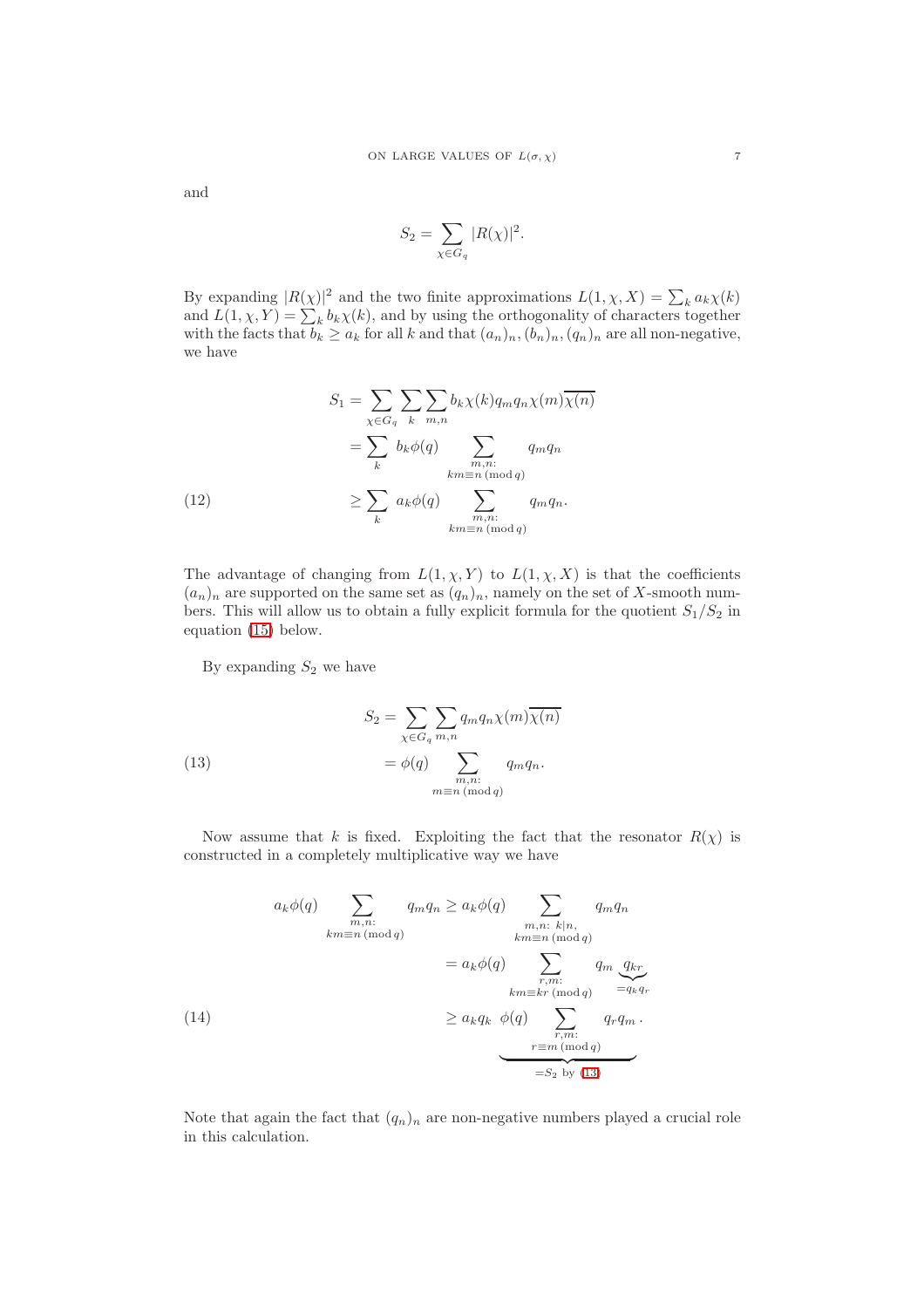and

$$S_2 = \sum_{\chi \in G_q} |R(\chi)|^2.$$

By expanding $|R(\chi)|^2$ and the two finite approximations $L(1,\chi,X) = \sum_k a_k \chi(k)$ and $L(1,\chi,Y) = \sum_k b_k \chi(k)$, and by using the orthogonality of characters together with the facts that $b_k \geq a_k$ for all $k$ and that $(a_n)_n, (b_n)_n, (q_n)_n$ are all non-negative, we have

$$\begin{aligned}
S_1 &= \sum_{\chi \in G_q} \sum_k \sum_{m,n} b_k \chi(k) q_m q_n \chi(m) \overline{\chi(n)} \\
&= \sum_k b_k \phi(q) \sum_{\substack{m,n: \\ km \equiv n \,(\mathrm{mod}\, q)}} q_m q_n \\
&\geq \sum_k a_k \phi(q) \sum_{\substack{m,n: \\ km \equiv n \,(\mathrm{mod}\, q)}} q_m q_n. \qquad (12)
\end{aligned}$$

The advantage of changing from $L(1,\chi,Y)$ to $L(1,\chi,X)$ is that the coefficients $(a_n)_n$ are supported on the same set as $(q_n)_n$, namely on the set of $X$-smooth numbers. This will allow us to obtain a fully explicit formula for the quotient $S_1/S_2$ in equation (15) below.

By expanding $S_2$ we have

$$\begin{aligned}
S_2 &= \sum_{\chi \in G_q} \sum_{m,n} q_m q_n \chi(m) \overline{\chi(n)} \\
&= \phi(q) \sum_{\substack{m,n: \\ m \equiv n \,(\mathrm{mod}\, q)}} q_m q_n. \qquad (13)
\end{aligned}$$

Now assume that $k$ is fixed. Exploiting the fact that the resonator $R(\chi)$ is constructed in a completely multiplicative way we have

$$\begin{aligned}
a_k \phi(q) \sum_{\substack{m,n: \\ km \equiv n \,(\mathrm{mod}\, q)}} q_m q_n &\geq a_k \phi(q) \sum_{\substack{m,n:\ k|n, \\ km \equiv n \,(\mathrm{mod}\, q)}} q_m q_n \\
&= a_k \phi(q) \sum_{\substack{r,m: \\ km \equiv kr \,(\mathrm{mod}\, q)}} q_m \underbrace{q_{kr}}_{=q_k q_r} \\
&\geq a_k q_k \underbrace{\phi(q) \sum_{\substack{r,m: \\ r \equiv m \,(\mathrm{mod}\, q)}} q_r q_m}_{=S_2 \text{ by } (13)}. \qquad (14)
\end{aligned}$$

Note that again the fact that $(q_n)_n$ are non-negative numbers played a crucial role in this calculation.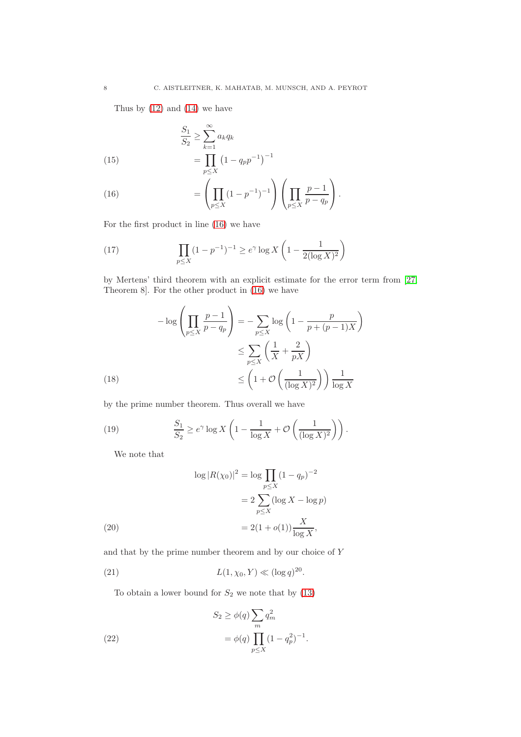Thus by (12) and (14) we have

$$
\begin{aligned}
\frac{S_1}{S_2} &\geq \sum_{k=1}^{\infty} a_k q_k \\
&= \prod_{p \leq X} \left(1 - q_p p^{-1}\right)^{-1} \qquad (15)\\
&= \left( \prod_{p \leq X} (1 - p^{-1})^{-1} \right) \left( \prod_{p \leq X} \frac{p-1}{p - q_p} \right). \qquad (16)
\end{aligned}
$$

For the first product in line (16) we have

$$
\prod_{p \leq X} (1 - p^{-1})^{-1} \geq e^{\gamma} \log X \left( 1 - \frac{1}{2(\log X)^2} \right) \qquad (17)
$$

by Mertens' third theorem with an explicit estimate for the error term from [27, Theorem 8]. For the other product in (16) we have

$$
\begin{aligned}
-\log \left( \prod_{p \leq X} \frac{p-1}{p-q_p} \right) &= - \sum_{p \leq X} \log \left( 1 - \frac{p}{p + (p-1)X} \right) \\
&\leq \sum_{p \leq X} \left( \frac{1}{X} + \frac{2}{pX} \right) \\
&\leq \left( 1 + \mathcal{O} \left( \frac{1}{(\log X)^2} \right) \right) \frac{1}{\log X} \qquad (18)
\end{aligned}
$$

by the prime number theorem. Thus overall we have

$$
\frac{S_1}{S_2} \geq e^{\gamma} \log X \left( 1 - \frac{1}{\log X} + \mathcal{O} \left( \frac{1}{(\log X)^2} \right) \right). \qquad (19)
$$

We note that

$$
\begin{aligned}
\log |R(\chi_0)|^2 &= \log \prod_{p \leq X} (1 - q_p)^{-2} \\
&= 2 \sum_{p \leq X} (\log X - \log p) \\
&= 2(1 + o(1)) \frac{X}{\log X}, \qquad (20)
\end{aligned}
$$

and that by the prime number theorem and by our choice of $Y$

$$
L(1, \chi_0, Y) \ll (\log q)^{20}. \qquad (21)
$$

To obtain a lower bound for $S_2$ we note that by (13)

$$
\begin{aligned}
S_2 &\geq \phi(q) \sum_m q_m^2 \\
&= \phi(q) \prod_{p \leq X} (1 - q_p^2)^{-1}. \qquad (22)
\end{aligned}
$$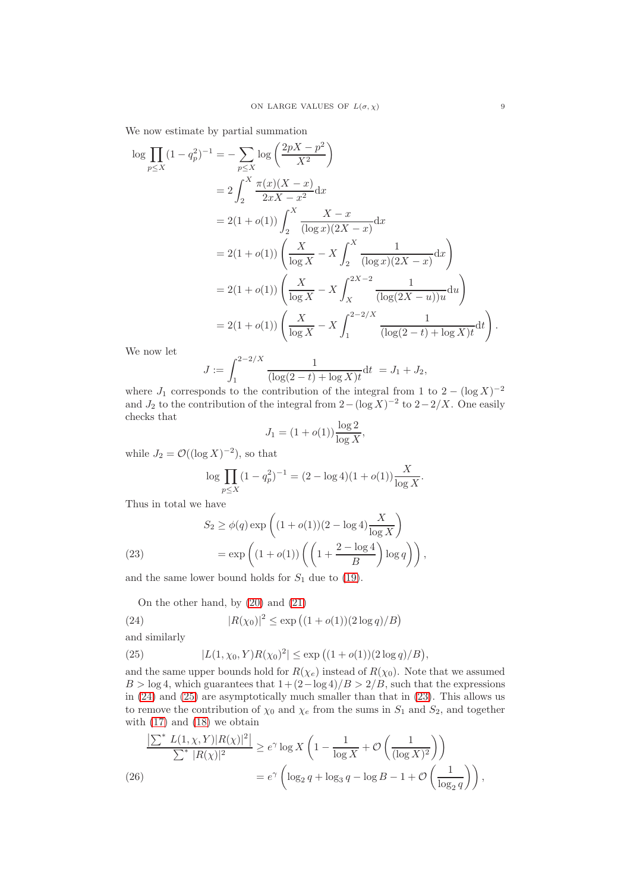We now estimate by partial summation

$$
\begin{aligned}
\log \prod_{p\le X}(1-q_p^2)^{-1} &= -\sum_{p\le X}\log\left(\frac{2pX-p^2}{X^2}\right)\\
&= 2\int_2^X \frac{\pi(x)(X-x)}{2xX-x^2}\mathrm{d}x\\
&= 2(1+o(1))\int_2^X \frac{X-x}{(\log x)(2X-x)}\mathrm{d}x\\
&= 2(1+o(1))\left(\frac{X}{\log X} - X\int_2^X \frac{1}{(\log x)(2X-x)}\mathrm{d}x\right)\\
&= 2(1+o(1))\left(\frac{X}{\log X} - X\int_X^{2X-2} \frac{1}{(\log(2X-u))u}\mathrm{d}u\right)\\
&= 2(1+o(1))\left(\frac{X}{\log X} - X\int_1^{2-2/X} \frac{1}{(\log(2-t)+\log X)t}\mathrm{d}t\right).
\end{aligned}
$$

We now let

$$
J := \int_1^{2-2/X}\frac{1}{(\log(2-t)+\log X)t}\mathrm{d}t \ = J_1+J_2,
$$

where $J_1$ corresponds to the contribution of the integral from 1 to $2-(\log X)^{-2}$ and $J_2$ to the contribution of the integral from $2-(\log X)^{-2}$ to $2-2/X$. One easily checks that

$$
J_1 = (1+o(1))\frac{\log 2}{\log X},
$$

while $J_2 = \mathcal{O}((\log X)^{-2})$, so that

$$
\log\prod_{p\le X}(1-q_p^2)^{-1} = (2-\log 4)(1+o(1))\frac{X}{\log X}.
$$

Thus in total we have

$$
\begin{aligned}
S_2 &\ge \phi(q)\exp\left((1+o(1))(2-\log 4)\frac{X}{\log X}\right)\\
&= \exp\left((1+o(1))\left(\left(1+\frac{2-\log 4}{B}\right)\log q\right)\right), \qquad (23)
\end{aligned}
$$

and the same lower bound holds for $S_1$ due to (19).

On the other hand, by (20) and (21)

$$
|R(\chi_0)|^2 \le \exp\left((1+o(1))(2\log q)/B\right) \qquad (24)
$$

and similarly

$$
|L(1,\chi_0,Y)R(\chi_0)^2| \le \exp\left((1+o(1))(2\log q)/B\right), \qquad (25)
$$

and the same upper bounds hold for $R(\chi_e)$ instead of $R(\chi_0)$. Note that we assumed $B>\log 4$, which guarantees that $1+(2-\log 4)/B > 2/B$, such that the expressions in (24) and (25) are asymptotically much smaller than that in (23). This allows us to remove the contribution of $\chi_0$ and $\chi_e$ from the sums in $S_1$ and $S_2$, and together with (17) and (18) we obtain

$$
\begin{aligned}
\frac{\left|\sum^* L(1,\chi,Y)|R(\chi)|^2\right|}{\sum^* |R(\chi)|^2} &\ge e^\gamma \log X\left(1-\frac{1}{\log X}+\mathcal{O}\left(\frac{1}{(\log X)^2}\right)\right)\\
&= e^\gamma\left(\log_2 q + \log_3 q - \log B - 1 + \mathcal{O}\left(\frac{1}{\log_2 q}\right)\right), \qquad (26)
\end{aligned}
$$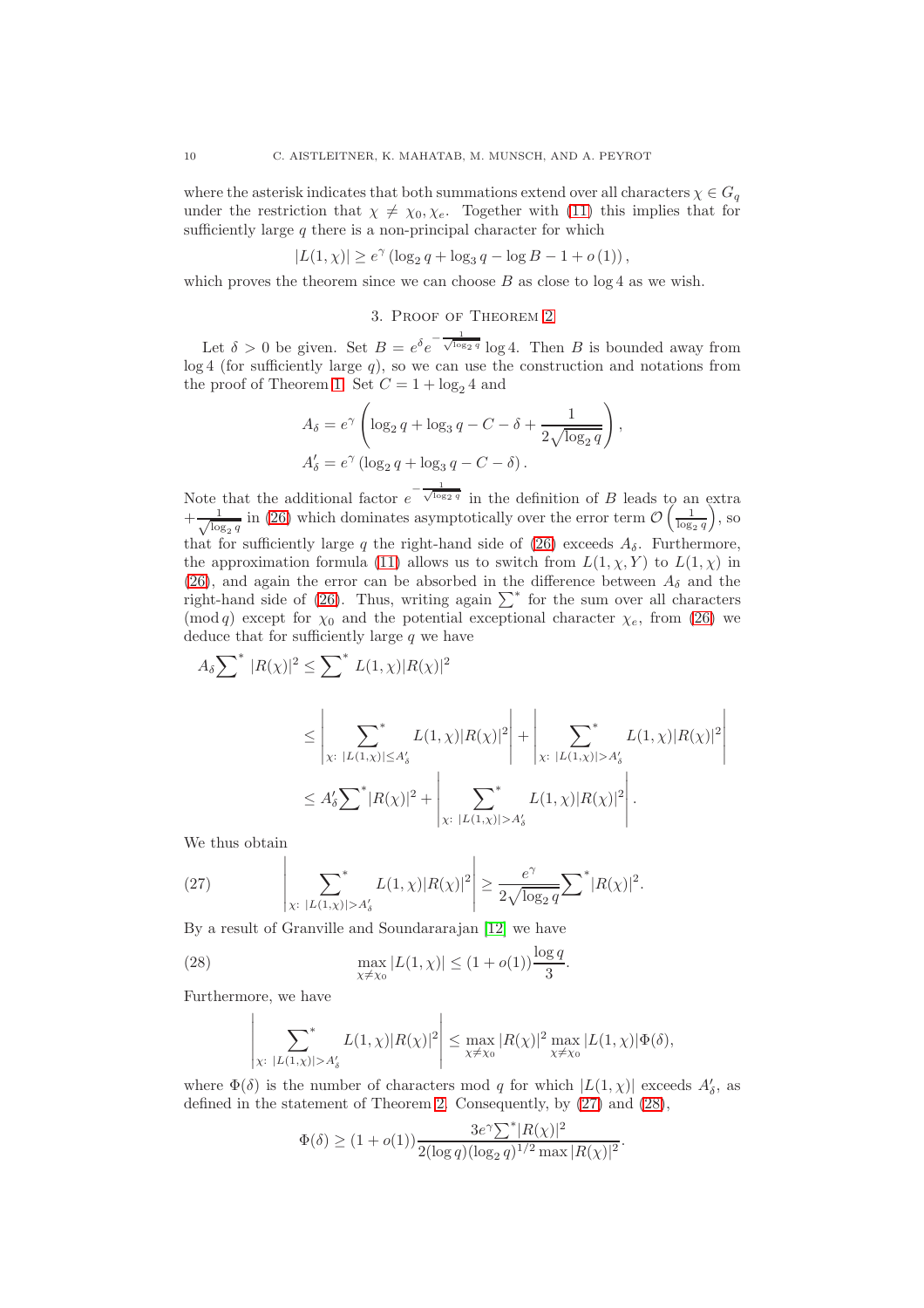where the asterisk indicates that both summations extend over all characters $\chi \in G_q$ under the restriction that $\chi \neq \chi_0, \chi_e$. Together with (11) this implies that for sufficiently large $q$ there is a non-principal character for which

$$|L(1,\chi)| \geq e^{\gamma} \left( \log_2 q + \log_3 q - \log B - 1 + o(1) \right),$$

which proves the theorem since we can choose $B$ as close to $\log 4$ as we wish.

## 3. Proof of Theorem 2

Let $\delta > 0$ be given. Set $B = e^{\delta} e^{-\frac{1}{\sqrt{\log_2 q}}} \log 4$. Then $B$ is bounded away from $\log 4$ (for sufficiently large $q$), so we can use the construction and notations from the proof of Theorem 1. Set $C = 1 + \log_2 4$ and

$$A_\delta = e^{\gamma} \left( \log_2 q + \log_3 q - C - \delta + \frac{1}{2\sqrt{\log_2 q}} \right),$$
$$A'_\delta = e^{\gamma} \left( \log_2 q + \log_3 q - C - \delta \right).$$

Note that the additional factor $e^{-\frac{1}{\sqrt{\log_2 q}}}$ in the definition of $B$ leads to an extra $+\frac{1}{\sqrt{\log_2 q}}$ in (26) which dominates asymptotically over the error term $\mathcal{O}\left(\frac{1}{\log_2 q}\right)$, so that for sufficiently large $q$ the right-hand side of (26) exceeds $A_\delta$. Furthermore, the approximation formula (11) allows us to switch from $L(1,\chi,Y)$ to $L(1,\chi)$ in (26), and again the error can be absorbed in the difference between $A_\delta$ and the right-hand side of (26). Thus, writing again $\sum^*$ for the sum over all characters $(\bmod\, q)$ except for $\chi_0$ and the potential exceptional character $\chi_e$, from (26) we deduce that for sufficiently large $q$ we have

$$\begin{aligned}
A_\delta {\sum}^* |R(\chi)|^2 &\leq {\sum}^* L(1,\chi)|R(\chi)|^2 \\
&\leq \left| \sideset{}{^*}\sum_{\chi:\ |L(1,\chi)| \leq A'_\delta} L(1,\chi)|R(\chi)|^2 \right| + \left| \sideset{}{^*}\sum_{\chi:\ |L(1,\chi)| > A'_\delta} L(1,\chi)|R(\chi)|^2 \right| \\
&\leq A'_\delta {\sum}^* |R(\chi)|^2 + \left| \sideset{}{^*}\sum_{\chi:\ |L(1,\chi)| > A'_\delta} L(1,\chi)|R(\chi)|^2 \right|.
\end{aligned}$$

We thus obtain

$$\left| \sideset{}{^*}\sum_{\chi:\ |L(1,\chi)| > A'_\delta} L(1,\chi)|R(\chi)|^2 \right| \geq \frac{e^{\gamma}}{2\sqrt{\log_2 q}} {\sum}^* |R(\chi)|^2. \tag{27}$$

By a result of Granville and Soundararajan [12] we have

$$\max_{\chi \neq \chi_0} |L(1,\chi)| \leq (1 + o(1)) \frac{\log q}{3}. \tag{28}$$

Furthermore, we have

$$\left| \sideset{}{^*}\sum_{\chi:\ |L(1,\chi)| > A'_\delta} L(1,\chi)|R(\chi)|^2 \right| \leq \max_{\chi \neq \chi_0} |R(\chi)|^2 \max_{\chi \neq \chi_0} |L(1,\chi)| \Phi(\delta),$$

where $\Phi(\delta)$ is the number of characters mod $q$ for which $|L(1,\chi)|$ exceeds $A'_\delta$, as defined in the statement of Theorem 2. Consequently, by (27) and (28),

$$\Phi(\delta) \geq (1 + o(1)) \frac{3e^{\gamma} {\sum}^* |R(\chi)|^2}{2 (\log q)(\log_2 q)^{1/2} \max |R(\chi)|^2}.$$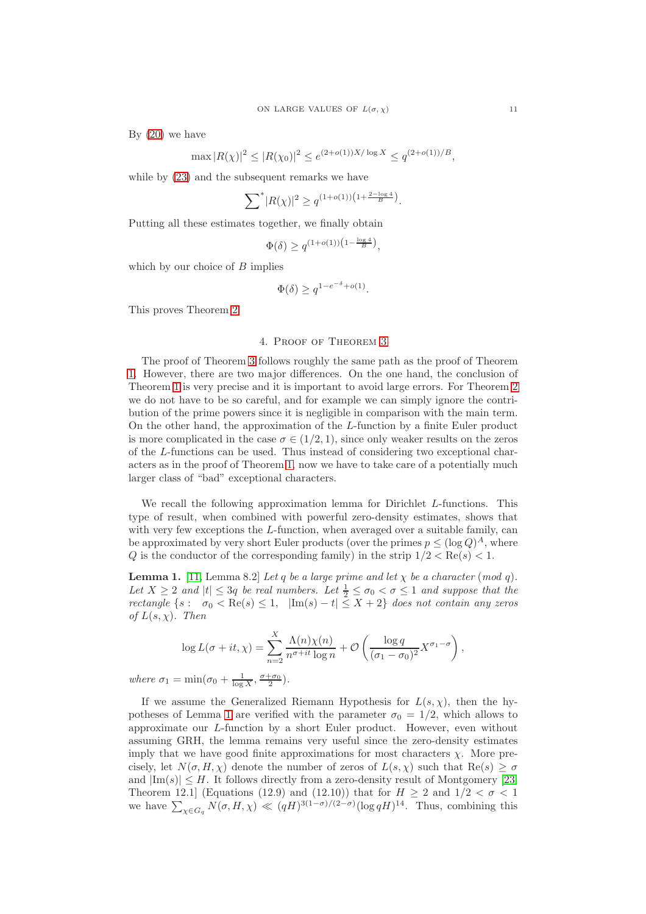By (20) we have

$$\max |R(\chi)|^2 \le |R(\chi_0)|^2 \le e^{(2+o(1))X/\log X} \le q^{(2+o(1))/B},$$

while by (23) and the subsequent remarks we have

$$\sum{}^{*} |R(\chi)|^2 \ge q^{(1+o(1))\left(1+\frac{2-\log 4}{B}\right)}.$$

Putting all these estimates together, we finally obtain

$$\Phi(\delta) \ge q^{(1+o(1))\left(1-\frac{\log 4}{B}\right)},$$

which by our choice of $B$ implies

$$\Phi(\delta) \ge q^{1-e^{-\delta}+o(1)}.$$

This proves Theorem 2.

## 4. Proof of Theorem 3

The proof of Theorem 3 follows roughly the same path as the proof of Theorem 1. However, there are two major differences. On the one hand, the conclusion of Theorem 1 is very precise and it is important to avoid large errors. For Theorem 2 we do not have to be so careful, and for example we can simply ignore the contribution of the prime powers since it is negligible in comparison with the main term. On the other hand, the approximation of the $L$-function by a finite Euler product is more complicated in the case $\sigma \in (1/2, 1)$, since only weaker results on the zeros of the $L$-functions can be used. Thus instead of considering two exceptional characters as in the proof of Theorem 1, now we have to take care of a potentially much larger class of "bad" exceptional characters.

We recall the following approximation lemma for Dirichlet $L$-functions. This type of result, when combined with powerful zero-density estimates, shows that with very few exceptions the $L$-function, when averaged over a suitable family, can be approximated by very short Euler products (over the primes $p \le (\log Q)^A$, where $Q$ is the conductor of the corresponding family) in the strip $1/2 < \operatorname{Re}(s) < 1$.

**Lemma 1.** [11, Lemma 8.2] *Let $q$ be a large prime and let $\chi$ be a character (mod $q$). Let $X \ge 2$ and $|t| \le 3q$ be real numbers. Let $\frac{1}{2} \le \sigma_0 < \sigma \le 1$ and suppose that the rectangle $\{s : \quad \sigma_0 < \operatorname{Re}(s) \le 1, \quad |\operatorname{Im}(s) - t| \le X + 2\}$ does not contain any zeros of $L(s, \chi)$. Then*

$$\log L(\sigma + it, \chi) = \sum_{n=2}^{X} \frac{\Lambda(n)\chi(n)}{n^{\sigma+it} \log n} + \mathcal{O}\left(\frac{\log q}{(\sigma_1 - \sigma_0)^2} X^{\sigma_1 - \sigma}\right),$$

*where $\sigma_1 = \min(\sigma_0 + \frac{1}{\log X}, \frac{\sigma+\sigma_0}{2})$.*

If we assume the Generalized Riemann Hypothesis for $L(s,\chi)$, then the hypotheses of Lemma 1 are verified with the parameter $\sigma_0 = 1/2$, which allows to approximate our $L$-function by a short Euler product. However, even without assuming GRH, the lemma remains very useful since the zero-density estimates imply that we have good finite approximations for most characters $\chi$. More precisely, let $N(\sigma, H, \chi)$ denote the number of zeros of $L(s, \chi)$ such that $\operatorname{Re}(s) \ge \sigma$ and $|\operatorname{Im}(s)| \le H$. It follows directly from a zero-density result of Montgomery [23, Theorem 12.1] (Equations (12.9) and (12.10)) that for $H \ge 2$ and $1/2 < \sigma < 1$ we have $\sum_{\chi \in G_q} N(\sigma, H, \chi) \ll (qH)^{3(1-\sigma)/(2-\sigma)} (\log qH)^{14}$. Thus, combining this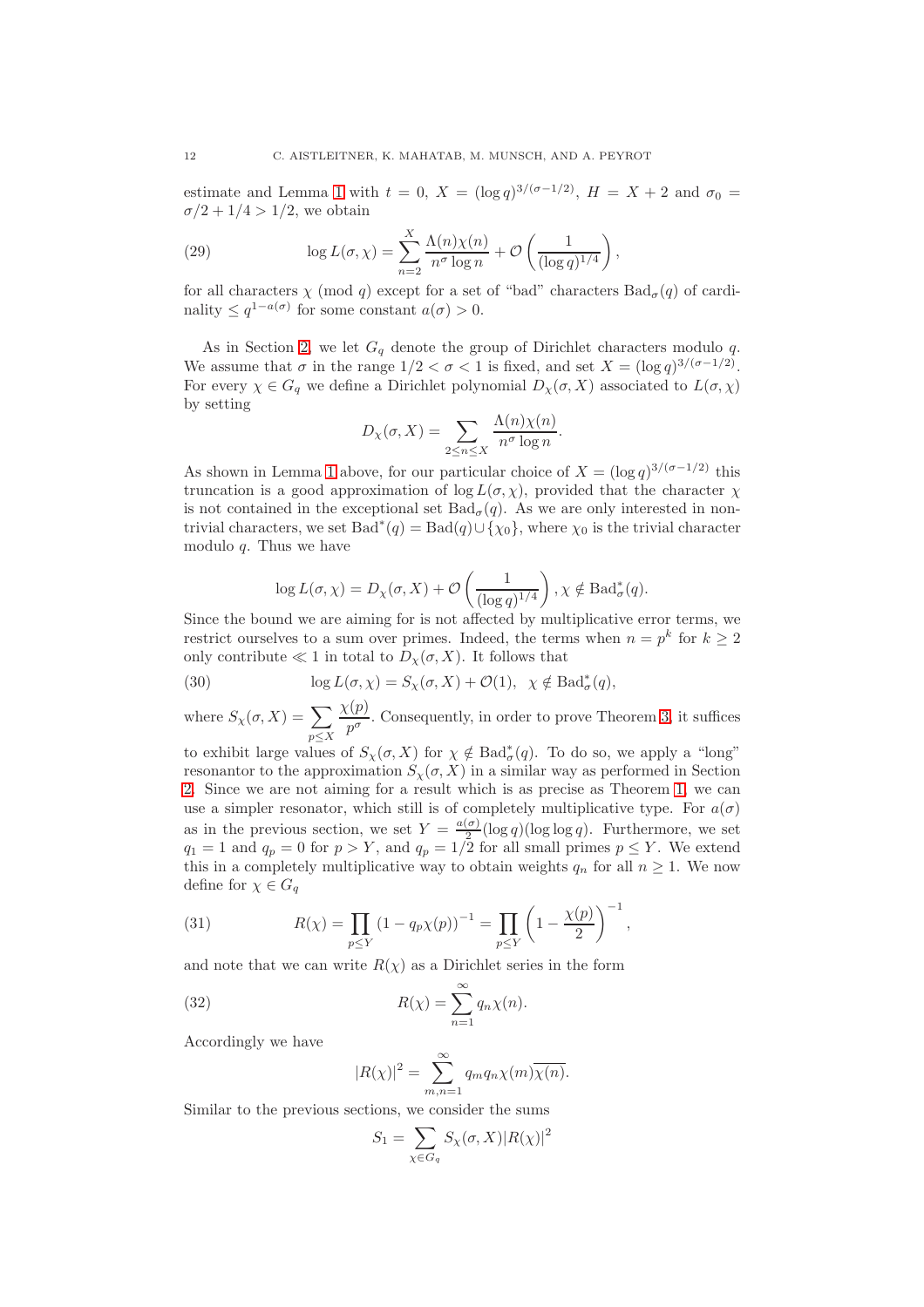estimate and Lemma 1 with $t = 0$, $X = (\log q)^{3/(\sigma-1/2)}$, $H = X + 2$ and $\sigma_0 = \sigma/2 + 1/4 > 1/2$, we obtain

$$\log L(\sigma,\chi) = \sum_{n=2}^{X} \frac{\Lambda(n)\chi(n)}{n^\sigma \log n} + \mathcal{O}\left(\frac{1}{(\log q)^{1/4}}\right), \tag{29}$$

for all characters $\chi$ (mod $q$) except for a set of "bad" characters $\mathrm{Bad}_\sigma(q)$ of cardinality $\leq q^{1-a(\sigma)}$ for some constant $a(\sigma) > 0$.

As in Section 2, we let $G_q$ denote the group of Dirichlet characters modulo $q$. We assume that $\sigma$ in the range $1/2 < \sigma < 1$ is fixed, and set $X = (\log q)^{3/(\sigma-1/2)}$. For every $\chi \in G_q$ we define a Dirichlet polynomial $D_\chi(\sigma, X)$ associated to $L(\sigma,\chi)$ by setting

$$D_\chi(\sigma, X) = \sum_{2 \leq n \leq X} \frac{\Lambda(n)\chi(n)}{n^\sigma \log n}.$$

As shown in Lemma 1 above, for our particular choice of $X = (\log q)^{3/(\sigma-1/2)}$ this truncation is a good approximation of $\log L(\sigma,\chi)$, provided that the character $\chi$ is not contained in the exceptional set $\mathrm{Bad}_\sigma(q)$. As we are only interested in non-trivial characters, we set $\mathrm{Bad}^*(q) = \mathrm{Bad}(q) \cup \{\chi_0\}$, where $\chi_0$ is the trivial character modulo $q$. Thus we have

$$\log L(\sigma,\chi) = D_\chi(\sigma, X) + \mathcal{O}\left(\frac{1}{(\log q)^{1/4}}\right), \chi \notin \mathrm{Bad}^*_\sigma(q).$$

Since the bound we are aiming for is not affected by multiplicative error terms, we restrict ourselves to a sum over primes. Indeed, the terms when $n = p^k$ for $k \geq 2$ only contribute $\ll 1$ in total to $D_\chi(\sigma, X)$. It follows that

$$\log L(\sigma,\chi) = S_\chi(\sigma, X) + \mathcal{O}(1), \quad \chi \notin \mathrm{Bad}^*_\sigma(q), \tag{30}$$

where $S_\chi(\sigma, X) = \sum_{p \leq X} \frac{\chi(p)}{p^\sigma}$. Consequently, in order to prove Theorem 3, it suffices to exhibit large values of $S_\chi(\sigma, X)$ for $\chi \notin \mathrm{Bad}^*_\sigma(q)$. To do so, we apply a "long" resonantor to the approximation $S_\chi(\sigma, X)$ in a similar way as performed in Section 2. Since we are not aiming for a result which is as precise as Theorem 1, we can use a simpler resonator, which still is of completely multiplicative type. For $a(\sigma)$ as in the previous section, we set $Y = \frac{a(\sigma)}{2}(\log q)(\log\log q)$. Furthermore, we set $q_1 = 1$ and $q_p = 0$ for $p > Y$, and $q_p = 1/2$ for all small primes $p \leq Y$. We extend this in a completely multiplicative way to obtain weights $q_n$ for all $n \geq 1$. We now define for $\chi \in G_q$

$$R(\chi) = \prod_{p \leq Y} (1 - q_p\chi(p))^{-1} = \prod_{p \leq Y} \left(1 - \frac{\chi(p)}{2}\right)^{-1}, \tag{31}$$

and note that we can write $R(\chi)$ as a Dirichlet series in the form

$$R(\chi) = \sum_{n=1}^{\infty} q_n \chi(n). \tag{32}$$

Accordingly we have

$$|R(\chi)|^2 = \sum_{m,n=1}^{\infty} q_m q_n \chi(m)\overline{\chi(n)}.$$

Similar to the previous sections, we consider the sums

$$S_1 = \sum_{\chi \in G_q} S_\chi(\sigma, X)|R(\chi)|^2$$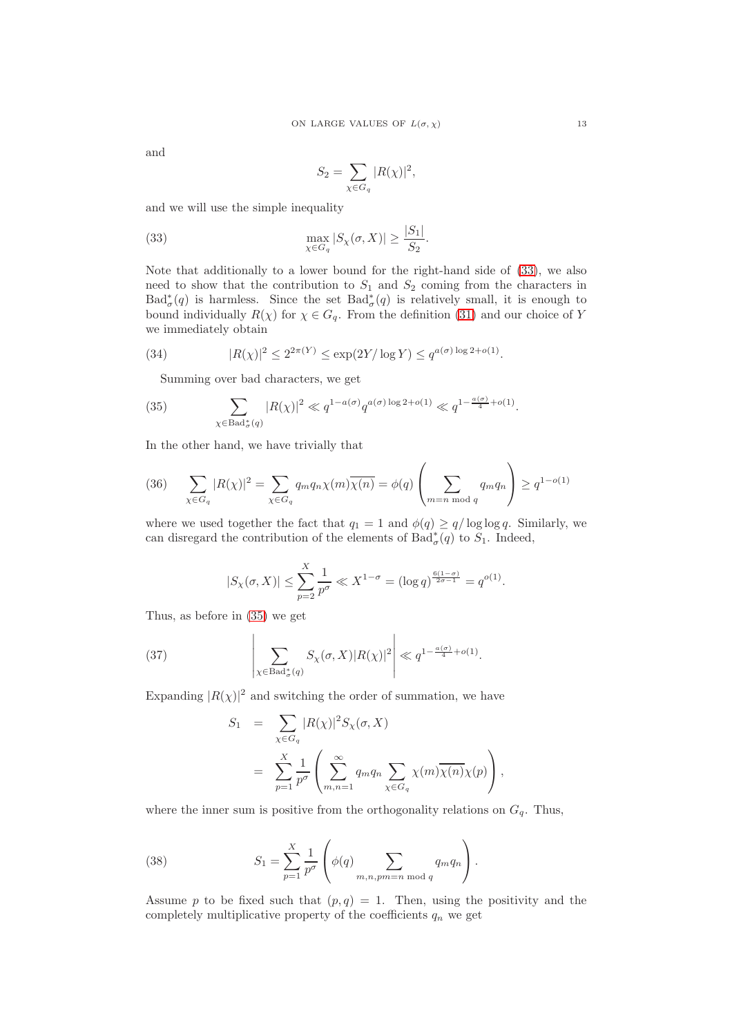and

$$S_2 = \sum_{\chi \in G_q} |R(\chi)|^2,$$

and we will use the simple inequality

$$\max_{\chi \in G_q} |S_\chi(\sigma, X)| \geq \frac{|S_1|}{S_2}. \tag{33}$$

Note that additionally to a lower bound for the right-hand side of (33), we also need to show that the contribution to $S_1$ and $S_2$ coming from the characters in $\mathrm{Bad}^*_\sigma(q)$ is harmless. Since the set $\mathrm{Bad}^*_\sigma(q)$ is relatively small, it is enough to bound individually $R(\chi)$ for $\chi \in G_q$. From the definition (31) and our choice of $Y$ we immediately obtain

$$|R(\chi)|^2 \leq 2^{2\pi(Y)} \leq \exp(2Y/\log Y) \leq q^{a(\sigma)\log 2 + o(1)}. \tag{34}$$

Summing over bad characters, we get

$$\sum_{\chi \in \mathrm{Bad}^*_\sigma(q)} |R(\chi)|^2 \ll q^{1-a(\sigma)} q^{a(\sigma)\log 2 + o(1)} \ll q^{1 - \frac{a(\sigma)}{4} + o(1)}. \tag{35}$$

In the other hand, we have trivially that

$$\sum_{\chi \in G_q} |R(\chi)|^2 = \sum_{\chi \in G_q} q_m q_n \chi(m)\overline{\chi(n)} = \phi(q) \left( \sum_{m = n \bmod q} q_m q_n \right) \geq q^{1-o(1)} \tag{36}$$

where we used together the fact that $q_1 = 1$ and $\phi(q) \geq q/\log\log q$. Similarly, we can disregard the contribution of the elements of $\mathrm{Bad}^*_\sigma(q)$ to $S_1$. Indeed,

$$|S_\chi(\sigma, X)| \leq \sum_{p=2}^{X} \frac{1}{p^\sigma} \ll X^{1-\sigma} = (\log q)^{\frac{6(1-\sigma)}{2\sigma - 1}} = q^{o(1)}.$$

Thus, as before in (35) we get

$$\left| \sum_{\chi \in \mathrm{Bad}^*_\sigma(q)} S_\chi(\sigma, X) |R(\chi)|^2 \right| \ll q^{1 - \frac{a(\sigma)}{4} + o(1)}. \tag{37}$$

Expanding $|R(\chi)|^2$ and switching the order of summation, we have

$$\begin{aligned} S_1 &= \sum_{\chi \in G_q} |R(\chi)|^2 S_\chi(\sigma, X) \\ &= \sum_{p=1}^{X} \frac{1}{p^\sigma} \left( \sum_{m,n=1}^{\infty} q_m q_n \sum_{\chi \in G_q} \chi(m)\overline{\chi(n)}\chi(p) \right), \end{aligned}$$

where the inner sum is positive from the orthogonality relations on $G_q$. Thus,

$$S_1 = \sum_{p=1}^{X} \frac{1}{p^\sigma} \left( \phi(q) \sum_{m,n, pm = n \bmod q} q_m q_n \right). \tag{38}$$

Assume $p$ to be fixed such that $(p, q) = 1$. Then, using the positivity and the completely multiplicative property of the coefficients $q_n$ we get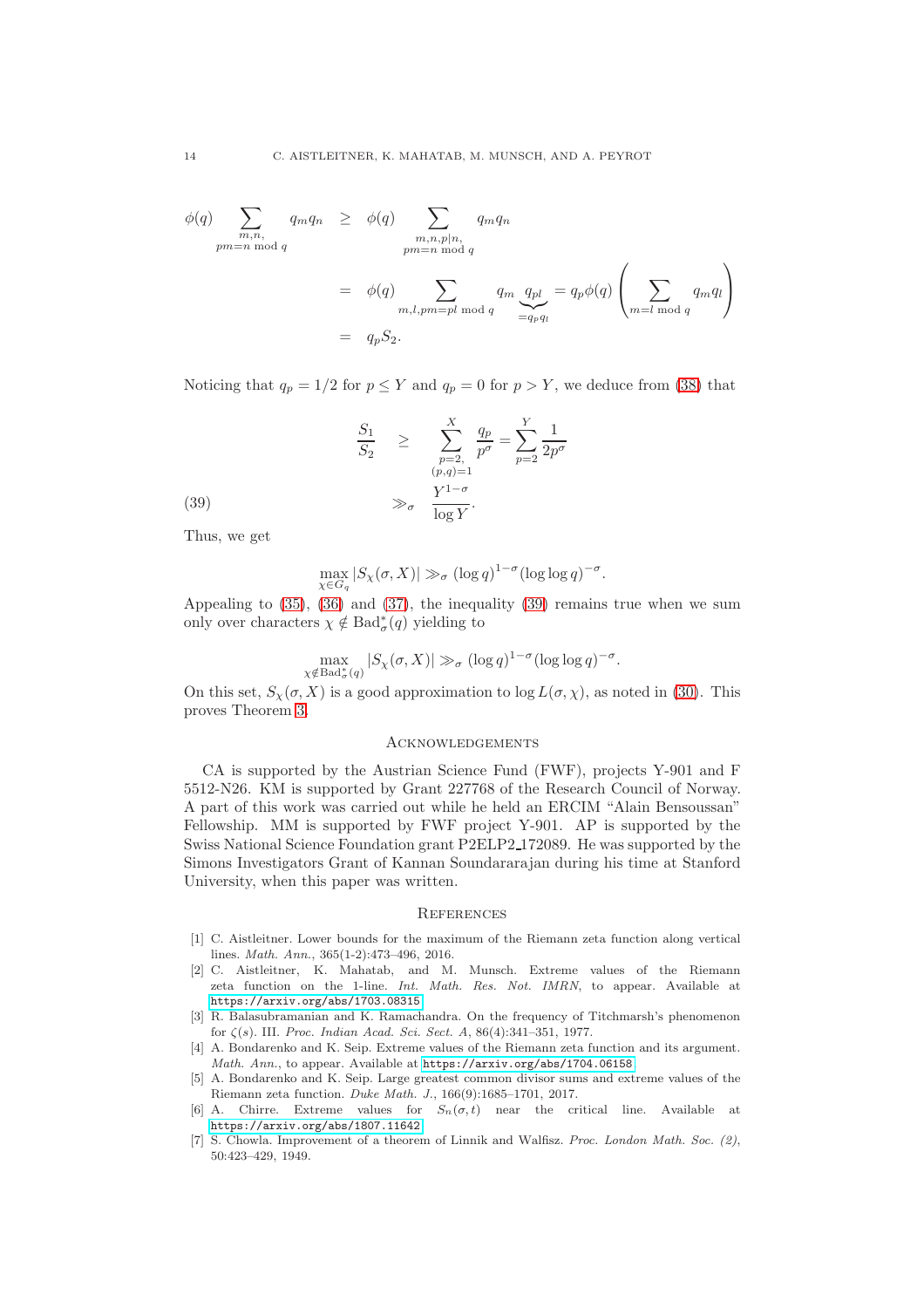$$
\begin{aligned}
\phi(q) \sum_{\substack{m,n,\\ pm=n \bmod q}} q_m q_n &\geq \phi(q) \sum_{\substack{m,n,p|n,\\ pm=n \bmod q}} q_m q_n \\
&= \phi(q) \sum_{m,l,pm=pl \bmod q} q_m \underbrace{q_{pl}}_{=q_p q_l} = q_p \phi(q) \left( \sum_{m=l \bmod q} q_m q_l \right) \\
&= q_p S_2.
\end{aligned}
$$

Noticing that $q_p = 1/2$ for $p \leq Y$ and $q_p = 0$ for $p > Y$, we deduce from (38) that

$$
\begin{aligned}
\frac{S_1}{S_2} &\geq \sum_{\substack{p=2,\\ (p,q)=1}}^{X} \frac{q_p}{p^\sigma} = \sum_{p=2}^{Y} \frac{1}{2p^\sigma} \\
&\gg_\sigma \frac{Y^{1-\sigma}}{\log Y}. \qquad (39)
\end{aligned}
$$

Thus, we get

$$
\max_{\chi \in G_q} |S_\chi(\sigma, X)| \gg_\sigma (\log q)^{1-\sigma} (\log\log q)^{-\sigma}.
$$

Appealing to (35), (36) and (37), the inequality (39) remains true when we sum only over characters $\chi \notin \mathrm{Bad}^*_\sigma(q)$ yielding to

$$
\max_{\chi \notin \mathrm{Bad}^*_\sigma(q)} |S_\chi(\sigma, X)| \gg_\sigma (\log q)^{1-\sigma} (\log\log q)^{-\sigma}.
$$

On this set, $S_\chi(\sigma, X)$ is a good approximation to $\log L(\sigma, \chi)$, as noted in (30). This proves Theorem 3.

## Acknowledgements

CA is supported by the Austrian Science Fund (FWF), projects Y-901 and F 5512-N26. KM is supported by Grant 227768 of the Research Council of Norway. A part of this work was carried out while he held an ERCIM "Alain Bensoussan" Fellowship. MM is supported by FWF project Y-901. AP is supported by the Swiss National Science Foundation grant P2ELP2_172089. He was supported by the Simons Investigators Grant of Kannan Soundararajan during his time at Stanford University, when this paper was written.

## References

[1] C. Aistleitner. Lower bounds for the maximum of the Riemann zeta function along vertical lines. *Math. Ann.*, 365(1-2):473–496, 2016.

[2] C. Aistleitner, K. Mahatab, and M. Munsch. Extreme values of the Riemann zeta function on the 1-line. *Int. Math. Res. Not. IMRN*, to appear. Available at https://arxiv.org/abs/1703.08315.

[3] R. Balasubramanian and K. Ramachandra. On the frequency of Titchmarsh's phenomenon for $\zeta(s)$. III. *Proc. Indian Acad. Sci. Sect. A*, 86(4):341–351, 1977.

[4] A. Bondarenko and K. Seip. Extreme values of the Riemann zeta function and its argument. *Math. Ann.*, to appear. Available at https://arxiv.org/abs/1704.06158.

[5] A. Bondarenko and K. Seip. Large greatest common divisor sums and extreme values of the Riemann zeta function. *Duke Math. J.*, 166(9):1685–1701, 2017.

[6] A. Chirre. Extreme values for $S_n(\sigma, t)$ near the critical line. Available at https://arxiv.org/abs/1807.11642.

[7] S. Chowla. Improvement of a theorem of Linnik and Walfisz. *Proc. London Math. Soc. (2)*, 50:423–429, 1949.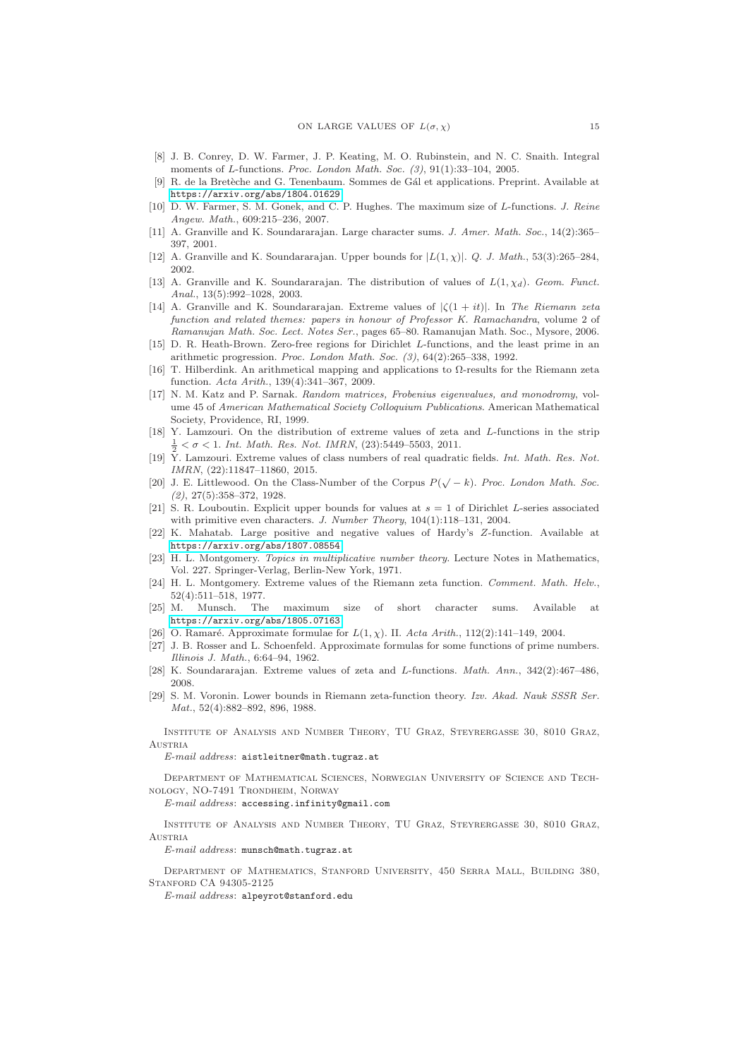[8] J. B. Conrey, D. W. Farmer, J. P. Keating, M. O. Rubinstein, and N. C. Snaith. Integral moments of $L$-functions. *Proc. London Math. Soc. (3)*, 91(1):33–104, 2005.

[9] R. de la Bretèche and G. Tenenbaum. Sommes de Gál et applications. Preprint. Available at https://arxiv.org/abs/1804.01629

[10] D. W. Farmer, S. M. Gonek, and C. P. Hughes. The maximum size of $L$-functions. *J. Reine Angew. Math.*, 609:215–236, 2007.

[11] A. Granville and K. Soundararajan. Large character sums. *J. Amer. Math. Soc.*, 14(2):365–397, 2001.

[12] A. Granville and K. Soundararajan. Upper bounds for $|L(1,\chi)|$. *Q. J. Math.*, 53(3):265–284, 2002.

[13] A. Granville and K. Soundararajan. The distribution of values of $L(1,\chi_d)$. *Geom. Funct. Anal.*, 13(5):992–1028, 2003.

[14] A. Granville and K. Soundararajan. Extreme values of $|\zeta(1+it)|$. In *The Riemann zeta function and related themes: papers in honour of Professor K. Ramachandra*, volume 2 of *Ramanujan Math. Soc. Lect. Notes Ser.*, pages 65–80. Ramanujan Math. Soc., Mysore, 2006.

[15] D. R. Heath-Brown. Zero-free regions for Dirichlet $L$-functions, and the least prime in an arithmetic progression. *Proc. London Math. Soc. (3)*, 64(2):265–338, 1992.

[16] T. Hilberdink. An arithmetical mapping and applications to $\Omega$-results for the Riemann zeta function. *Acta Arith.*, 139(4):341–367, 2009.

[17] N. M. Katz and P. Sarnak. *Random matrices, Frobenius eigenvalues, and monodromy*, volume 45 of *American Mathematical Society Colloquium Publications*. American Mathematical Society, Providence, RI, 1999.

[18] Y. Lamzouri. On the distribution of extreme values of zeta and $L$-functions in the strip $\frac{1}{2}<\sigma<1$. *Int. Math. Res. Not. IMRN*, (23):5449–5503, 2011.

[19] Y. Lamzouri. Extreme values of class numbers of real quadratic fields. *Int. Math. Res. Not. IMRN*, (22):11847–11860, 2015.

[20] J. E. Littlewood. On the Class-Number of the Corpus $P(\sqrt{-k})$. *Proc. London Math. Soc. (2)*, 27(5):358–372, 1928.

[21] S. R. Louboutin. Explicit upper bounds for values at $s=1$ of Dirichlet $L$-series associated with primitive even characters. *J. Number Theory*, 104(1):118–131, 2004.

[22] K. Mahatab. Large positive and negative values of Hardy's $Z$-function. Available at https://arxiv.org/abs/1807.08554

[23] H. L. Montgomery. *Topics in multiplicative number theory*. Lecture Notes in Mathematics, Vol. 227. Springer-Verlag, Berlin-New York, 1971.

[24] H. L. Montgomery. Extreme values of the Riemann zeta function. *Comment. Math. Helv.*, 52(4):511–518, 1977.

[25] M. Munsch. The maximum size of short character sums. Available at https://arxiv.org/abs/1805.07163

[26] O. Ramaré. Approximate formulae for $L(1,\chi)$. II. *Acta Arith.*, 112(2):141–149, 2004.

[27] J. B. Rosser and L. Schoenfeld. Approximate formulas for some functions of prime numbers. *Illinois J. Math.*, 6:64–94, 1962.

[28] K. Soundararajan. Extreme values of zeta and $L$-functions. *Math. Ann.*, 342(2):467–486, 2008.

[29] S. M. Voronin. Lower bounds in Riemann zeta-function theory. *Izv. Akad. Nauk SSSR Ser. Mat.*, 52(4):882–892, 896, 1988.

Institute of Analysis and Number Theory, TU Graz, Steyrergasse 30, 8010 Graz, Austria

*E-mail address*: aistleitner@math.tugraz.at

Department of Mathematical Sciences, Norwegian University of Science and Technology, NO-7491 Trondheim, Norway

*E-mail address*: accessing.infinity@gmail.com

Institute of Analysis and Number Theory, TU Graz, Steyrergasse 30, 8010 Graz, Austria

*E-mail address*: munsch@math.tugraz.at

Department of Mathematics, Stanford University, 450 Serra Mall, Building 380, Stanford CA 94305-2125

*E-mail address*: alpeyrot@stanford.edu